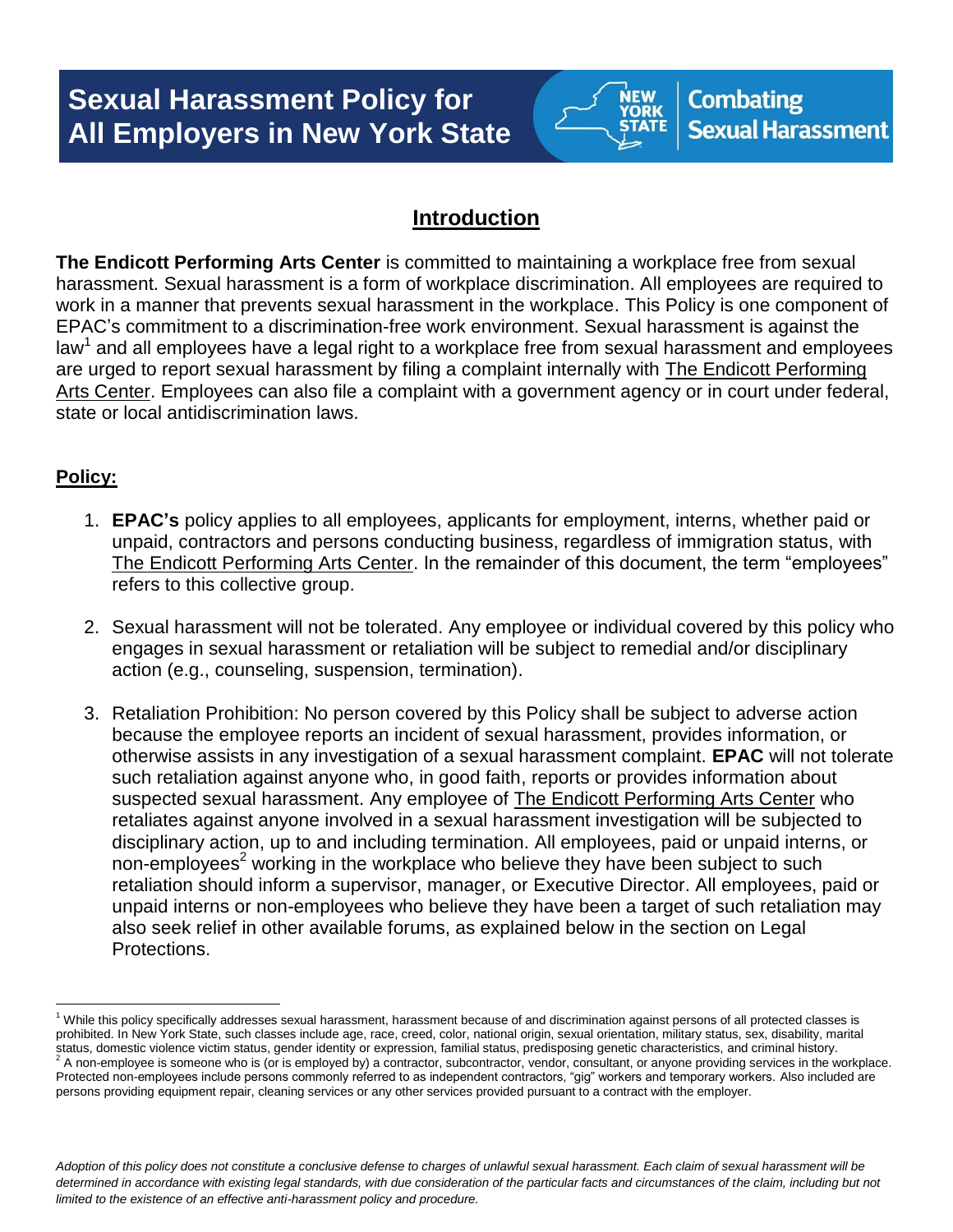# Sexual Harassment Policy for All Employers in New York State

NEW YORK STATE | Combating Sexual Harassment

## Introduction

**The Endicott Performing Arts Center** is committed to maintaining a workplace free from sexual harassment. Sexual harassment is a form of workplace discrimination. All employees are required to work in a manner that prevents sexual harassment in the workplace. This Policy is one component of EPAC's commitment to a discrimination-free work environment. Sexual harassment is against the law[1] and all employees have a legal right to a workplace free from sexual harassment and employees are urged to report sexual harassment by filing a complaint internally with The Endicott Performing Arts Center. Employees can also file a complaint with a government agency or in court under federal, state or local antidiscrimination laws.

### Policy:

1. **EPAC's** policy applies to all employees, applicants for employment, interns, whether paid or unpaid, contractors and persons conducting business, regardless of immigration status, with The Endicott Performing Arts Center. In the remainder of this document, the term "employees" refers to this collective group.

2. Sexual harassment will not be tolerated. Any employee or individual covered by this policy who engages in sexual harassment or retaliation will be subject to remedial and/or disciplinary action (e.g., counseling, suspension, termination).

3. Retaliation Prohibition: No person covered by this Policy shall be subject to adverse action because the employee reports an incident of sexual harassment, provides information, or otherwise assists in any investigation of a sexual harassment complaint. **EPAC** will not tolerate such retaliation against anyone who, in good faith, reports or provides information about suspected sexual harassment. Any employee of The Endicott Performing Arts Center who retaliates against anyone involved in a sexual harassment investigation will be subjected to disciplinary action, up to and including termination. All employees, paid or unpaid interns, or non-employees[2] working in the workplace who believe they have been subject to such retaliation should inform a supervisor, manager, or Executive Director. All employees, paid or unpaid interns or non-employees who believe they have been a target of such retaliation may also seek relief in other available forums, as explained below in the section on Legal Protections.

[1] While this policy specifically addresses sexual harassment, harassment because of and discrimination against persons of all protected classes is prohibited. In New York State, such classes include age, race, creed, color, national origin, sexual orientation, military status, sex, disability, marital status, domestic violence victim status, gender identity or expression, familial status, predisposing genetic characteristics, and criminal history.

[2] A non-employee is someone who is (or is employed by) a contractor, subcontractor, vendor, consultant, or anyone providing services in the workplace. Protected non-employees include persons commonly referred to as independent contractors, "gig" workers and temporary workers. Also included are persons providing equipment repair, cleaning services or any other services provided pursuant to a contract with the employer.

*Adoption of this policy does not constitute a conclusive defense to charges of unlawful sexual harassment. Each claim of sexual harassment will be determined in accordance with existing legal standards, with due consideration of the particular facts and circumstances of the claim, including but not limited to the existence of an effective anti-harassment policy and procedure.*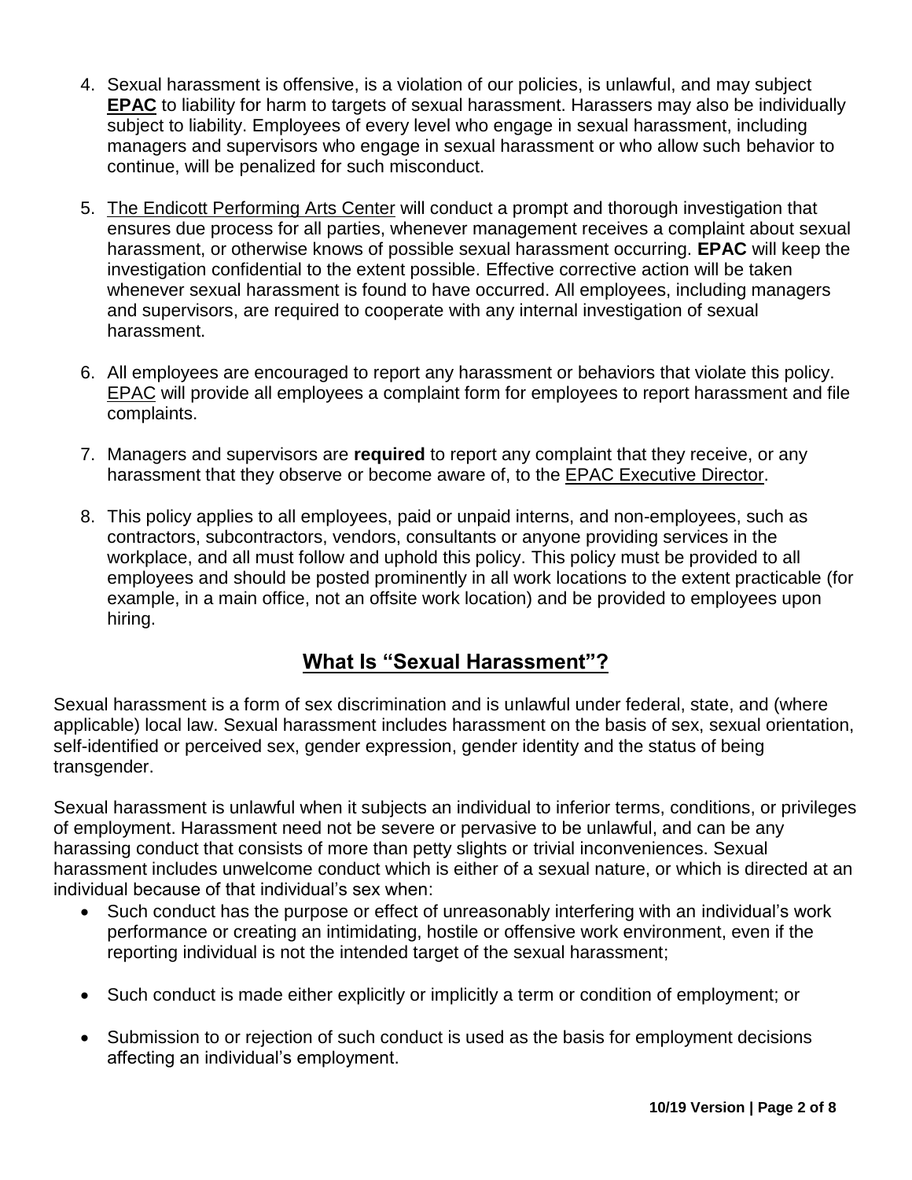4. Sexual harassment is offensive, is a violation of our policies, is unlawful, and may subject **EPAC** to liability for harm to targets of sexual harassment. Harassers may also be individually subject to liability. Employees of every level who engage in sexual harassment, including managers and supervisors who engage in sexual harassment or who allow such behavior to continue, will be penalized for such misconduct.

5. The Endicott Performing Arts Center will conduct a prompt and thorough investigation that ensures due process for all parties, whenever management receives a complaint about sexual harassment, or otherwise knows of possible sexual harassment occurring. **EPAC** will keep the investigation confidential to the extent possible. Effective corrective action will be taken whenever sexual harassment is found to have occurred. All employees, including managers and supervisors, are required to cooperate with any internal investigation of sexual harassment.

6. All employees are encouraged to report any harassment or behaviors that violate this policy. EPAC will provide all employees a complaint form for employees to report harassment and file complaints.

7. Managers and supervisors are **required** to report any complaint that they receive, or any harassment that they observe or become aware of, to the EPAC Executive Director.

8. This policy applies to all employees, paid or unpaid interns, and non-employees, such as contractors, subcontractors, vendors, consultants or anyone providing services in the workplace, and all must follow and uphold this policy. This policy must be provided to all employees and should be posted prominently in all work locations to the extent practicable (for example, in a main office, not an offsite work location) and be provided to employees upon hiring.

## What Is “Sexual Harassment”?

Sexual harassment is a form of sex discrimination and is unlawful under federal, state, and (where applicable) local law. Sexual harassment includes harassment on the basis of sex, sexual orientation, self-identified or perceived sex, gender expression, gender identity and the status of being transgender.

Sexual harassment is unlawful when it subjects an individual to inferior terms, conditions, or privileges of employment. Harassment need not be severe or pervasive to be unlawful, and can be any harassing conduct that consists of more than petty slights or trivial inconveniences. Sexual harassment includes unwelcome conduct which is either of a sexual nature, or which is directed at an individual because of that individual’s sex when:

- Such conduct has the purpose or effect of unreasonably interfering with an individual’s work performance or creating an intimidating, hostile or offensive work environment, even if the reporting individual is not the intended target of the sexual harassment;
- Such conduct is made either explicitly or implicitly a term or condition of employment; or
- Submission to or rejection of such conduct is used as the basis for employment decisions affecting an individual’s employment.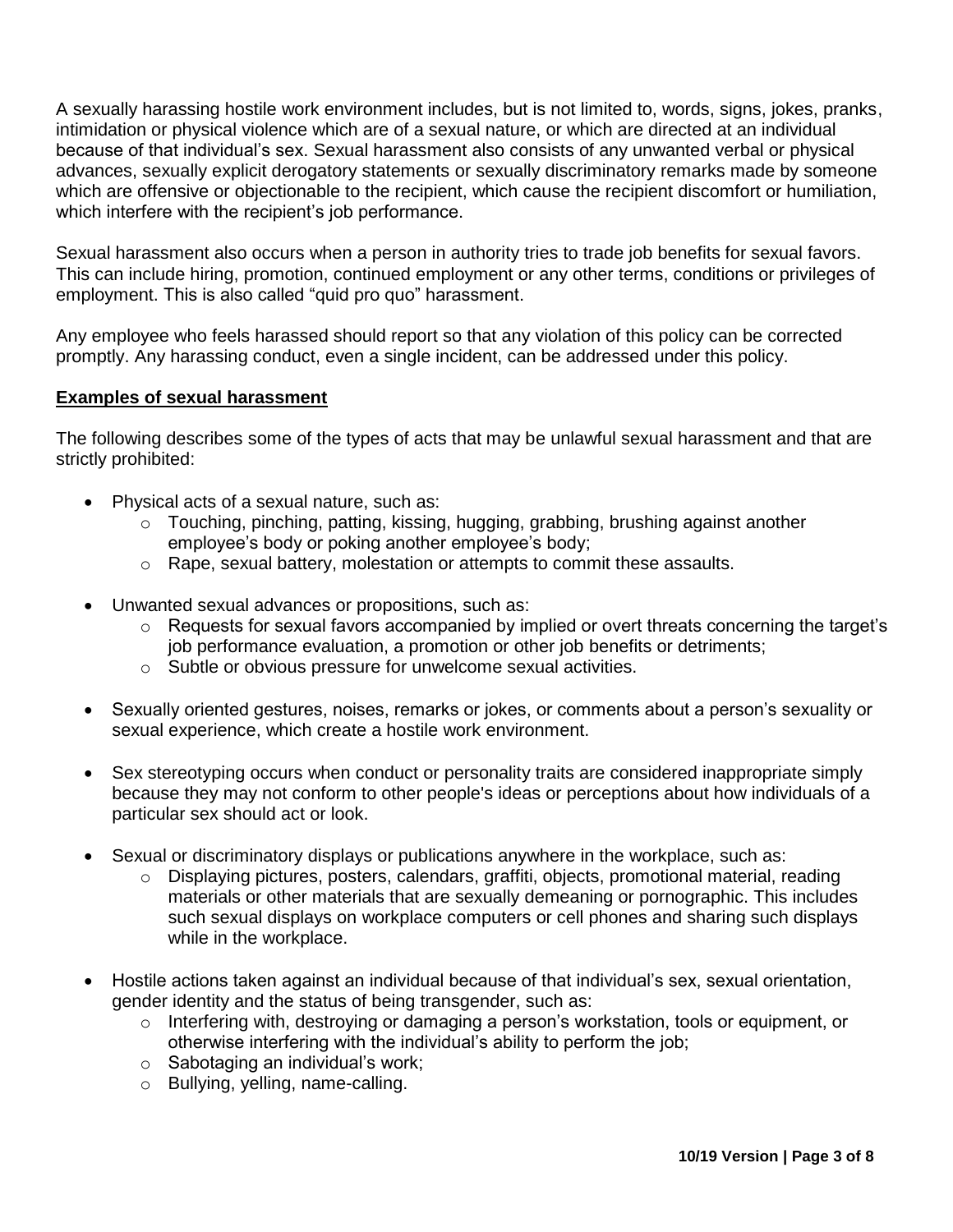A sexually harassing hostile work environment includes, but is not limited to, words, signs, jokes, pranks, intimidation or physical violence which are of a sexual nature, or which are directed at an individual because of that individual's sex. Sexual harassment also consists of any unwanted verbal or physical advances, sexually explicit derogatory statements or sexually discriminatory remarks made by someone which are offensive or objectionable to the recipient, which cause the recipient discomfort or humiliation, which interfere with the recipient's job performance.

Sexual harassment also occurs when a person in authority tries to trade job benefits for sexual favors. This can include hiring, promotion, continued employment or any other terms, conditions or privileges of employment. This is also called "quid pro quo" harassment.

Any employee who feels harassed should report so that any violation of this policy can be corrected promptly. Any harassing conduct, even a single incident, can be addressed under this policy.

**Examples of sexual harassment**

The following describes some of the types of acts that may be unlawful sexual harassment and that are strictly prohibited:

- Physical acts of a sexual nature, such as:
  - Touching, pinching, patting, kissing, hugging, grabbing, brushing against another employee's body or poking another employee's body;
  - Rape, sexual battery, molestation or attempts to commit these assaults.
- Unwanted sexual advances or propositions, such as:
  - Requests for sexual favors accompanied by implied or overt threats concerning the target's job performance evaluation, a promotion or other job benefits or detriments;
  - Subtle or obvious pressure for unwelcome sexual activities.
- Sexually oriented gestures, noises, remarks or jokes, or comments about a person's sexuality or sexual experience, which create a hostile work environment.
- Sex stereotyping occurs when conduct or personality traits are considered inappropriate simply because they may not conform to other people's ideas or perceptions about how individuals of a particular sex should act or look.
- Sexual or discriminatory displays or publications anywhere in the workplace, such as:
  - Displaying pictures, posters, calendars, graffiti, objects, promotional material, reading materials or other materials that are sexually demeaning or pornographic. This includes such sexual displays on workplace computers or cell phones and sharing such displays while in the workplace.
- Hostile actions taken against an individual because of that individual's sex, sexual orientation, gender identity and the status of being transgender, such as:
  - Interfering with, destroying or damaging a person's workstation, tools or equipment, or otherwise interfering with the individual's ability to perform the job;
  - Sabotaging an individual's work;
  - Bullying, yelling, name-calling.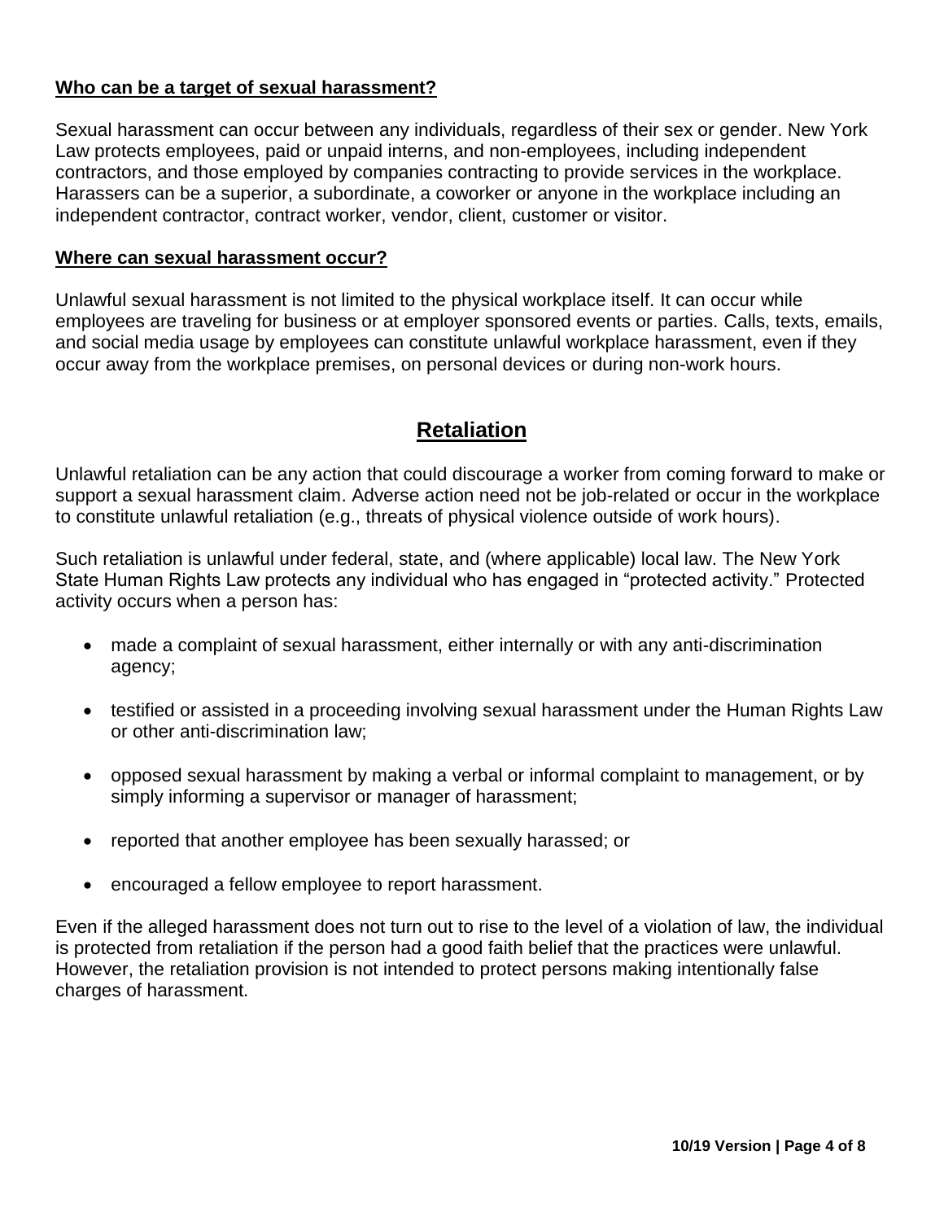**Who can be a target of sexual harassment?**

Sexual harassment can occur between any individuals, regardless of their sex or gender. New York Law protects employees, paid or unpaid interns, and non-employees, including independent contractors, and those employed by companies contracting to provide services in the workplace. Harassers can be a superior, a subordinate, a coworker or anyone in the workplace including an independent contractor, contract worker, vendor, client, customer or visitor.

**Where can sexual harassment occur?**

Unlawful sexual harassment is not limited to the physical workplace itself. It can occur while employees are traveling for business or at employer sponsored events or parties. Calls, texts, emails, and social media usage by employees can constitute unlawful workplace harassment, even if they occur away from the workplace premises, on personal devices or during non-work hours.

## Retaliation

Unlawful retaliation can be any action that could discourage a worker from coming forward to make or support a sexual harassment claim. Adverse action need not be job-related or occur in the workplace to constitute unlawful retaliation (e.g., threats of physical violence outside of work hours).

Such retaliation is unlawful under federal, state, and (where applicable) local law. The New York State Human Rights Law protects any individual who has engaged in "protected activity." Protected activity occurs when a person has:

- made a complaint of sexual harassment, either internally or with any anti-discrimination agency;
- testified or assisted in a proceeding involving sexual harassment under the Human Rights Law or other anti-discrimination law;
- opposed sexual harassment by making a verbal or informal complaint to management, or by simply informing a supervisor or manager of harassment;
- reported that another employee has been sexually harassed; or
- encouraged a fellow employee to report harassment.

Even if the alleged harassment does not turn out to rise to the level of a violation of law, the individual is protected from retaliation if the person had a good faith belief that the practices were unlawful. However, the retaliation provision is not intended to protect persons making intentionally false charges of harassment.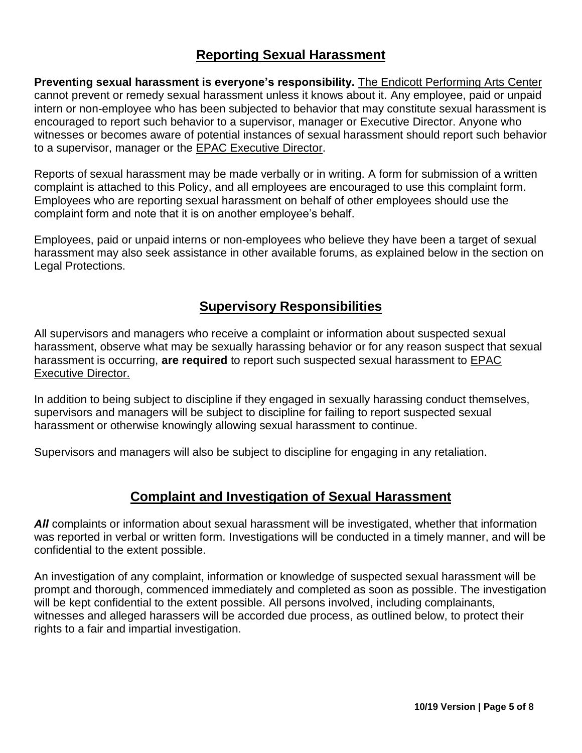## Reporting Sexual Harassment

**Preventing sexual harassment is everyone's responsibility.** The Endicott Performing Arts Center cannot prevent or remedy sexual harassment unless it knows about it. Any employee, paid or unpaid intern or non-employee who has been subjected to behavior that may constitute sexual harassment is encouraged to report such behavior to a supervisor, manager or Executive Director. Anyone who witnesses or becomes aware of potential instances of sexual harassment should report such behavior to a supervisor, manager or the EPAC Executive Director.

Reports of sexual harassment may be made verbally or in writing. A form for submission of a written complaint is attached to this Policy, and all employees are encouraged to use this complaint form. Employees who are reporting sexual harassment on behalf of other employees should use the complaint form and note that it is on another employee's behalf.

Employees, paid or unpaid interns or non-employees who believe they have been a target of sexual harassment may also seek assistance in other available forums, as explained below in the section on Legal Protections.

## Supervisory Responsibilities

All supervisors and managers who receive a complaint or information about suspected sexual harassment, observe what may be sexually harassing behavior or for any reason suspect that sexual harassment is occurring, **are required** to report such suspected sexual harassment to EPAC Executive Director.

In addition to being subject to discipline if they engaged in sexually harassing conduct themselves, supervisors and managers will be subject to discipline for failing to report suspected sexual harassment or otherwise knowingly allowing sexual harassment to continue.

Supervisors and managers will also be subject to discipline for engaging in any retaliation.

## Complaint and Investigation of Sexual Harassment

***All*** complaints or information about sexual harassment will be investigated, whether that information was reported in verbal or written form. Investigations will be conducted in a timely manner, and will be confidential to the extent possible.

An investigation of any complaint, information or knowledge of suspected sexual harassment will be prompt and thorough, commenced immediately and completed as soon as possible. The investigation will be kept confidential to the extent possible. All persons involved, including complainants, witnesses and alleged harassers will be accorded due process, as outlined below, to protect their rights to a fair and impartial investigation.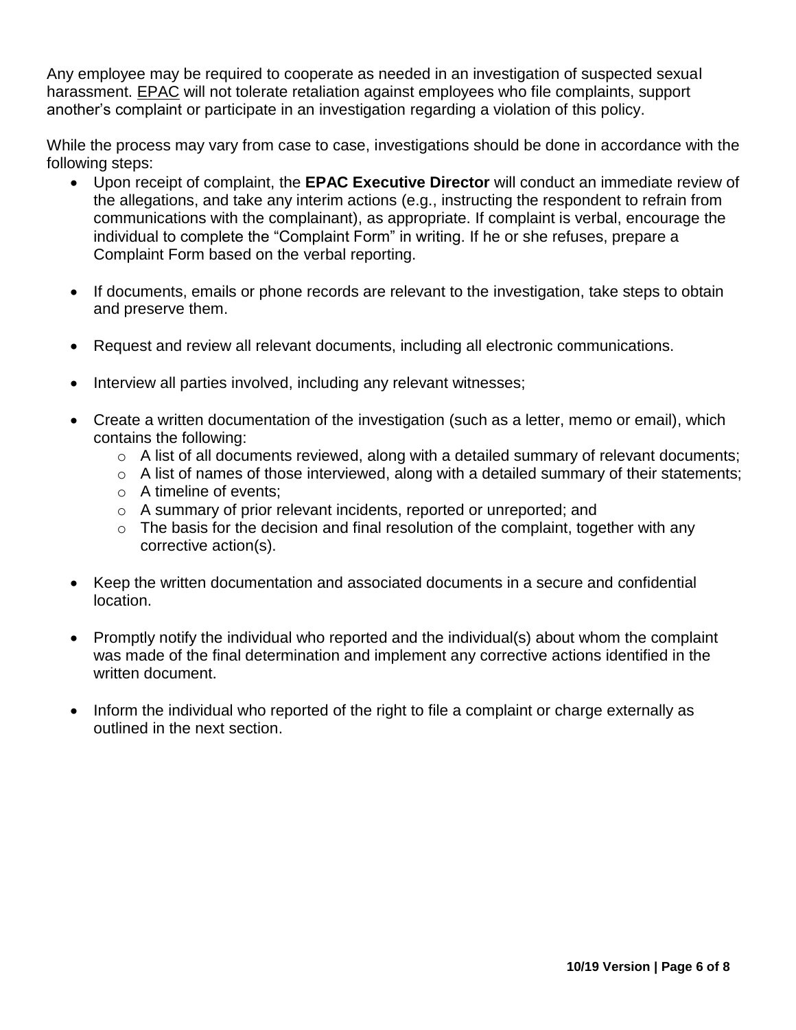Any employee may be required to cooperate as needed in an investigation of suspected sexual harassment. EPAC will not tolerate retaliation against employees who file complaints, support another's complaint or participate in an investigation regarding a violation of this policy.

While the process may vary from case to case, investigations should be done in accordance with the following steps:

- Upon receipt of complaint, the **EPAC Executive Director** will conduct an immediate review of the allegations, and take any interim actions (e.g., instructing the respondent to refrain from communications with the complainant), as appropriate. If complaint is verbal, encourage the individual to complete the "Complaint Form" in writing. If he or she refuses, prepare a Complaint Form based on the verbal reporting.

- If documents, emails or phone records are relevant to the investigation, take steps to obtain and preserve them.

- Request and review all relevant documents, including all electronic communications.

- Interview all parties involved, including any relevant witnesses;

- Create a written documentation of the investigation (such as a letter, memo or email), which contains the following:
  - A list of all documents reviewed, along with a detailed summary of relevant documents;
  - A list of names of those interviewed, along with a detailed summary of their statements;
  - A timeline of events;
  - A summary of prior relevant incidents, reported or unreported; and
  - The basis for the decision and final resolution of the complaint, together with any corrective action(s).

- Keep the written documentation and associated documents in a secure and confidential location.

- Promptly notify the individual who reported and the individual(s) about whom the complaint was made of the final determination and implement any corrective actions identified in the written document.

- Inform the individual who reported of the right to file a complaint or charge externally as outlined in the next section.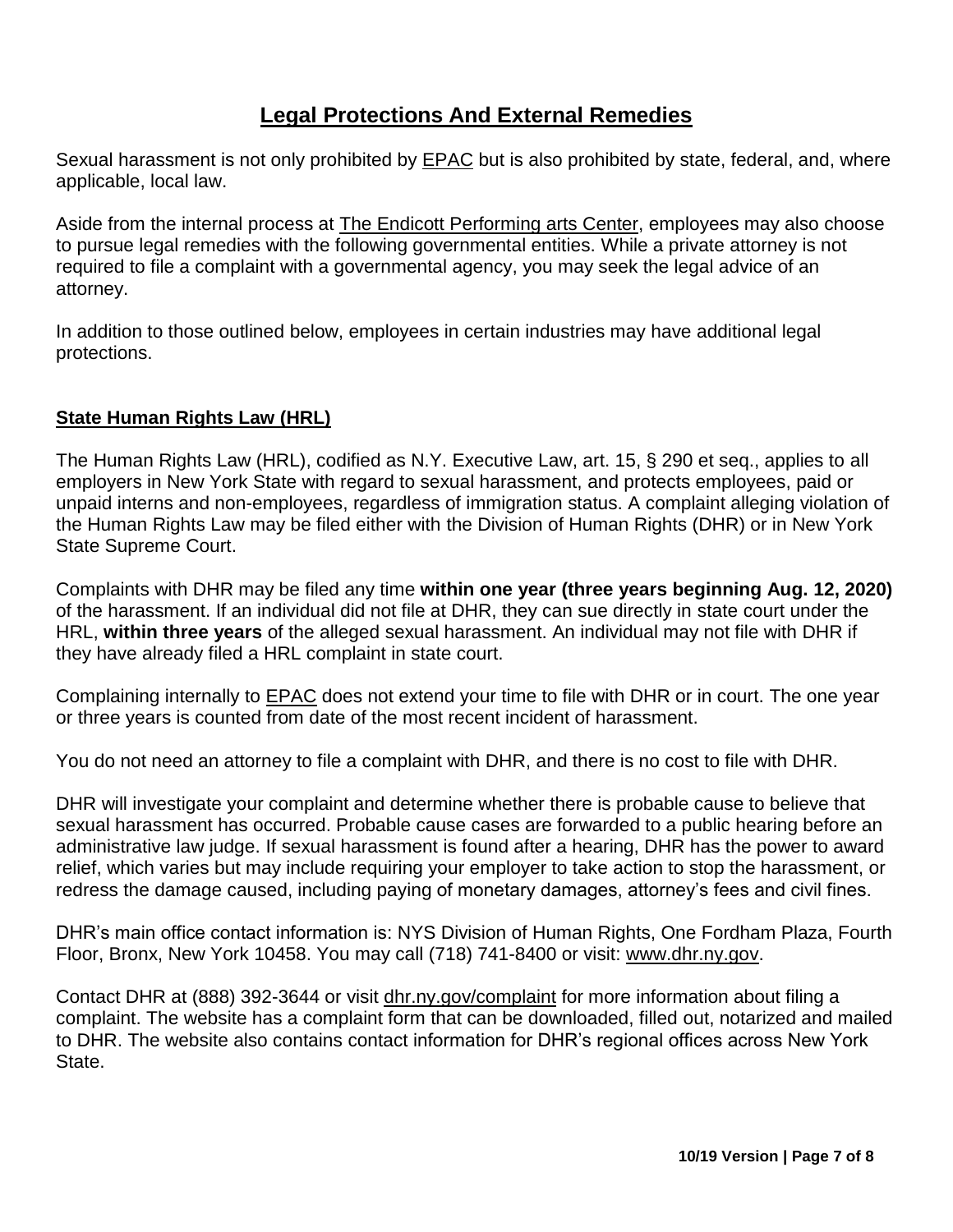# Legal Protections And External Remedies

Sexual harassment is not only prohibited by EPAC but is also prohibited by state, federal, and, where applicable, local law.

Aside from the internal process at The Endicott Performing arts Center, employees may also choose to pursue legal remedies with the following governmental entities. While a private attorney is not required to file a complaint with a governmental agency, you may seek the legal advice of an attorney.

In addition to those outlined below, employees in certain industries may have additional legal protections.

## State Human Rights Law (HRL)

The Human Rights Law (HRL), codified as N.Y. Executive Law, art. 15, § 290 et seq., applies to all employers in New York State with regard to sexual harassment, and protects employees, paid or unpaid interns and non-employees, regardless of immigration status. A complaint alleging violation of the Human Rights Law may be filed either with the Division of Human Rights (DHR) or in New York State Supreme Court.

Complaints with DHR may be filed any time **within one year (three years beginning Aug. 12, 2020)** of the harassment. If an individual did not file at DHR, they can sue directly in state court under the HRL, **within three years** of the alleged sexual harassment. An individual may not file with DHR if they have already filed a HRL complaint in state court.

Complaining internally to EPAC does not extend your time to file with DHR or in court. The one year or three years is counted from date of the most recent incident of harassment.

You do not need an attorney to file a complaint with DHR, and there is no cost to file with DHR.

DHR will investigate your complaint and determine whether there is probable cause to believe that sexual harassment has occurred. Probable cause cases are forwarded to a public hearing before an administrative law judge. If sexual harassment is found after a hearing, DHR has the power to award relief, which varies but may include requiring your employer to take action to stop the harassment, or redress the damage caused, including paying of monetary damages, attorney's fees and civil fines.

DHR's main office contact information is: NYS Division of Human Rights, One Fordham Plaza, Fourth Floor, Bronx, New York 10458. You may call (718) 741-8400 or visit: www.dhr.ny.gov.

Contact DHR at (888) 392-3644 or visit dhr.ny.gov/complaint for more information about filing a complaint. The website has a complaint form that can be downloaded, filled out, notarized and mailed to DHR. The website also contains contact information for DHR's regional offices across New York State.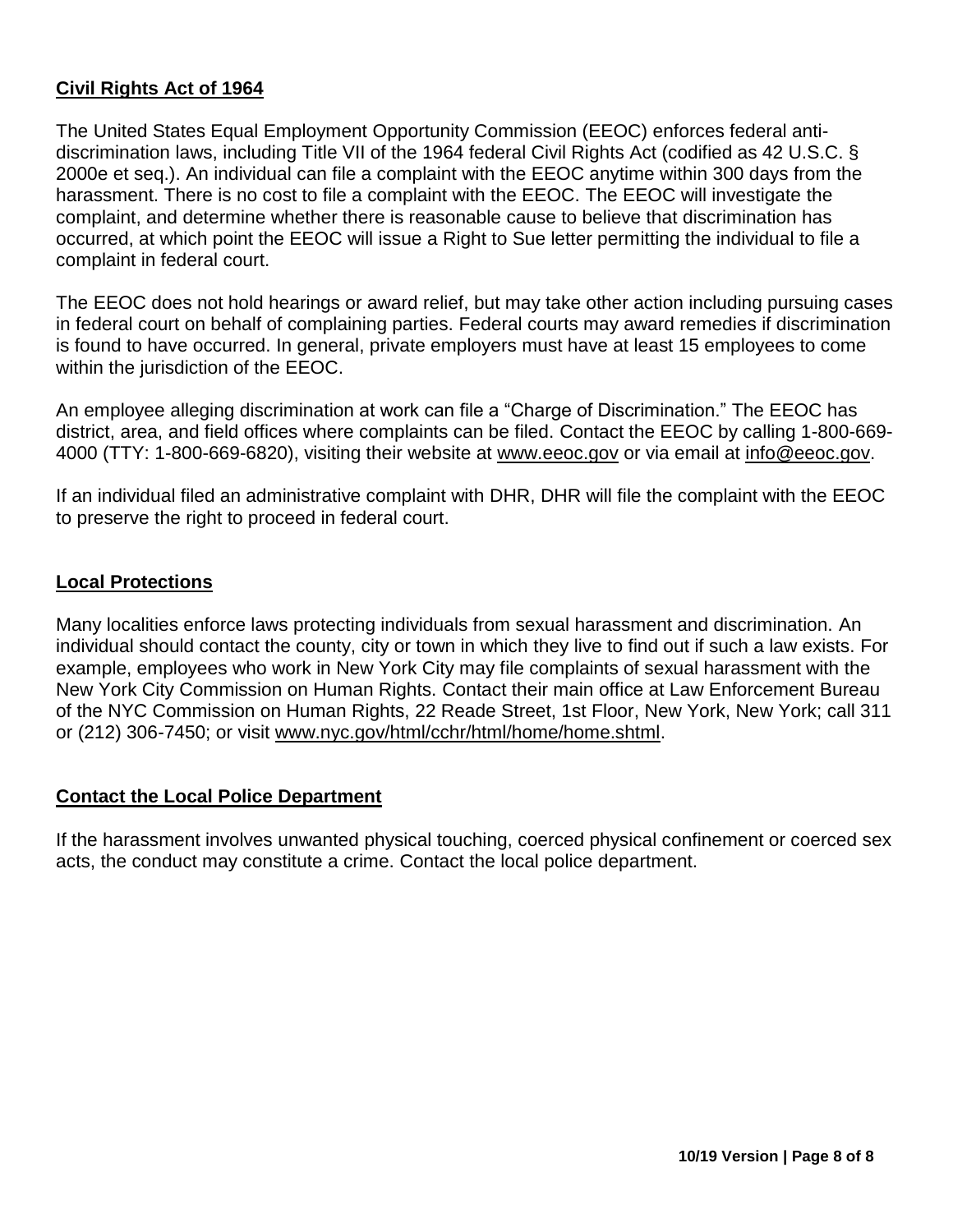## Civil Rights Act of 1964

The United States Equal Employment Opportunity Commission (EEOC) enforces federal anti-discrimination laws, including Title VII of the 1964 federal Civil Rights Act (codified as 42 U.S.C. § 2000e et seq.). An individual can file a complaint with the EEOC anytime within 300 days from the harassment. There is no cost to file a complaint with the EEOC. The EEOC will investigate the complaint, and determine whether there is reasonable cause to believe that discrimination has occurred, at which point the EEOC will issue a Right to Sue letter permitting the individual to file a complaint in federal court.

The EEOC does not hold hearings or award relief, but may take other action including pursuing cases in federal court on behalf of complaining parties. Federal courts may award remedies if discrimination is found to have occurred. In general, private employers must have at least 15 employees to come within the jurisdiction of the EEOC.

An employee alleging discrimination at work can file a "Charge of Discrimination." The EEOC has district, area, and field offices where complaints can be filed. Contact the EEOC by calling 1-800-669-4000 (TTY: 1-800-669-6820), visiting their website at www.eeoc.gov or via email at info@eeoc.gov.

If an individual filed an administrative complaint with DHR, DHR will file the complaint with the EEOC to preserve the right to proceed in federal court.

## Local Protections

Many localities enforce laws protecting individuals from sexual harassment and discrimination. An individual should contact the county, city or town in which they live to find out if such a law exists. For example, employees who work in New York City may file complaints of sexual harassment with the New York City Commission on Human Rights. Contact their main office at Law Enforcement Bureau of the NYC Commission on Human Rights, 22 Reade Street, 1st Floor, New York, New York; call 311 or (212) 306-7450; or visit www.nyc.gov/html/cchr/html/home/home.shtml.

## Contact the Local Police Department

If the harassment involves unwanted physical touching, coerced physical confinement or coerced sex acts, the conduct may constitute a crime. Contact the local police department.